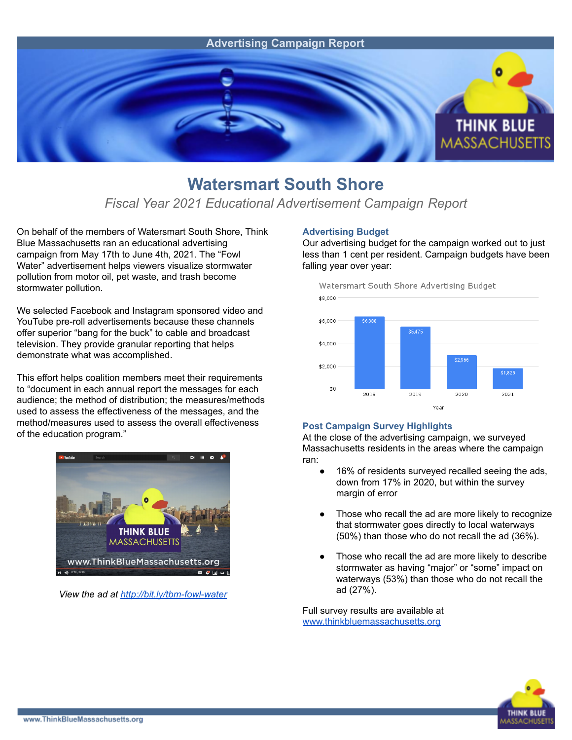Advertising Campaign Report

# Watersmart South Shore

*Fiscal Year 2021 Educational Advertisement Campaign Report*

On behalf of the members of Watersmart South Shore, Think Blue Massachusetts ran an educational advertising campaign from May 17th to June 4th, 2021. The "Fowl Water" advertisement helps viewers visualize stormwater pollution from motor oil, pet waste, and trash become stormwater pollution.

We selected Facebook and Instagram sponsored video and YouTube pre-roll advertisements because these channels offer superior "bang for the buck" to cable and broadcast television. They provide granular reporting that helps demonstrate what was accomplished.

This effort helps coalition members meet their requirements to "document in each annual report the messages for each audience; the method of distribution; the measures/methods used to assess the effectiveness of the messages, and the method/measures used to assess the overall effectiveness of the education program."

*View the ad at [http://bit.ly/tbm-fowl-water](http://bit.ly/tbm-fowl-water)*

### Advertising Budget

Our advertising budget for the campaign worked out to just less than 1 cent per resident. Campaign budgets have been falling year over year:

Watersmart South Shore Advertising Budget

| Year | Budget |
|---|---|
| 2018 | $6,388 |
| 2019 | $5,475 |
| 2020 | $2,956 |
| 2021 | $1,825 |

### Post Campaign Survey Highlights

At the close of the advertising campaign, we surveyed Massachusetts residents in the areas where the campaign ran:

- 16% of residents recalled seeing the ads, down from 17% in 2020, but within the survey margin of error
- Those who recall the ad are more likely to recognize that stormwater goes directly to local waterways (50%) than those who do not recall the ad (36%).
- Those who recall the ad are more likely to describe stormwater as having "major" or "some" impact on waterways (53%) than those who do not recall the ad (27%).

Full survey results are available at [www.thinkbluemassachusetts.org](http://www.thinkbluemassachusetts.org)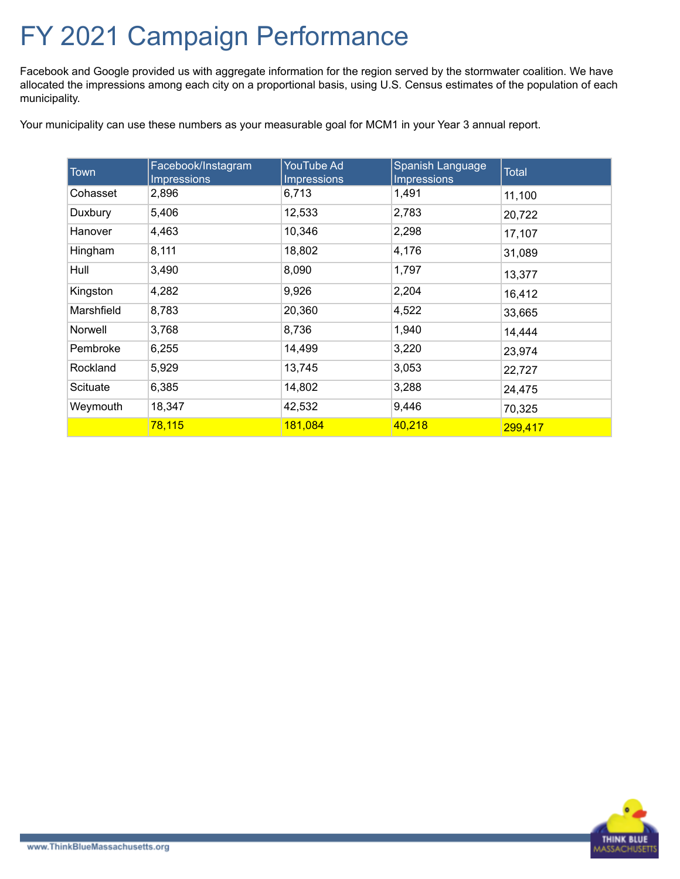# FY 2021 Campaign Performance

Facebook and Google provided us with aggregate information for the region served by the stormwater coalition. We have allocated the impressions among each city on a proportional basis, using U.S. Census estimates of the population of each municipality.

Your municipality can use these numbers as your measurable goal for MCM1 in your Year 3 annual report.

| Town | Facebook/Instagram Impressions | YouTube Ad Impressions | Spanish Language Impressions | Total |
|---|---|---|---|---|
| Cohasset | 2,896 | 6,713 | 1,491 | 11,100 |
| Duxbury | 5,406 | 12,533 | 2,783 | 20,722 |
| Hanover | 4,463 | 10,346 | 2,298 | 17,107 |
| Hingham | 8,111 | 18,802 | 4,176 | 31,089 |
| Hull | 3,490 | 8,090 | 1,797 | 13,377 |
| Kingston | 4,282 | 9,926 | 2,204 | 16,412 |
| Marshfield | 8,783 | 20,360 | 4,522 | 33,665 |
| Norwell | 3,768 | 8,736 | 1,940 | 14,444 |
| Pembroke | 6,255 | 14,499 | 3,220 | 23,974 |
| Rockland | 5,929 | 13,745 | 3,053 | 22,727 |
| Scituate | 6,385 | 14,802 | 3,288 | 24,475 |
| Weymouth | 18,347 | 42,532 | 9,446 | 70,325 |
| | 78,115 | 181,084 | 40,218 | 299,417 |

www.ThinkBlueMassachusetts.org

THINK BLUE MASSACHUSETTS